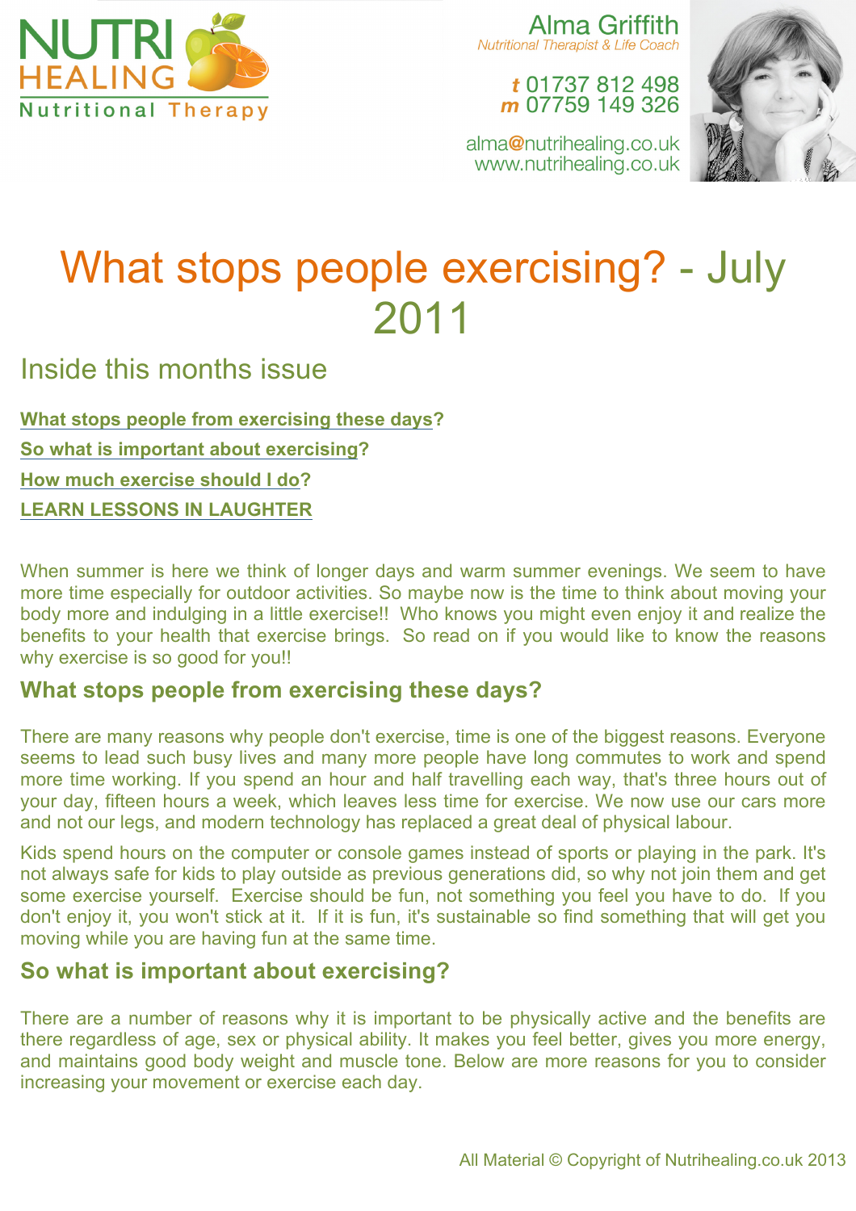NUTRI HEALING
Nutritional Therapy

Alma Griffith
*Nutritional Therapist & Life Coach*

**t** 01737 812 498
**m** 07759 149 326

alma@nutrihealing.co.uk
www.nutrihealing.co.uk

# What stops people exercising? - July 2011

## Inside this months issue

**What stops people from exercising these days?**

**So what is important about exercising?**

**How much exercise should I do?**

**LEARN LESSONS IN LAUGHTER**

When summer is here we think of longer days and warm summer evenings. We seem to have more time especially for outdoor activities. So maybe now is the time to think about moving your body more and indulging in a little exercise!! Who knows you might even enjoy it and realize the benefits to your health that exercise brings. So read on if you would like to know the reasons why exercise is so good for you!!

### What stops people from exercising these days?

There are many reasons why people don't exercise, time is one of the biggest reasons. Everyone seems to lead such busy lives and many more people have long commutes to work and spend more time working. If you spend an hour and half travelling each way, that's three hours out of your day, fifteen hours a week, which leaves less time for exercise. We now use our cars more and not our legs, and modern technology has replaced a great deal of physical labour.

Kids spend hours on the computer or console games instead of sports or playing in the park. It's not always safe for kids to play outside as previous generations did, so why not join them and get some exercise yourself. Exercise should be fun, not something you feel you have to do. If you don't enjoy it, you won't stick at it. If it is fun, it's sustainable so find something that will get you moving while you are having fun at the same time.

### So what is important about exercising?

There are a number of reasons why it is important to be physically active and the benefits are there regardless of age, sex or physical ability. It makes you feel better, gives you more energy, and maintains good body weight and muscle tone. Below are more reasons for you to consider increasing your movement or exercise each day.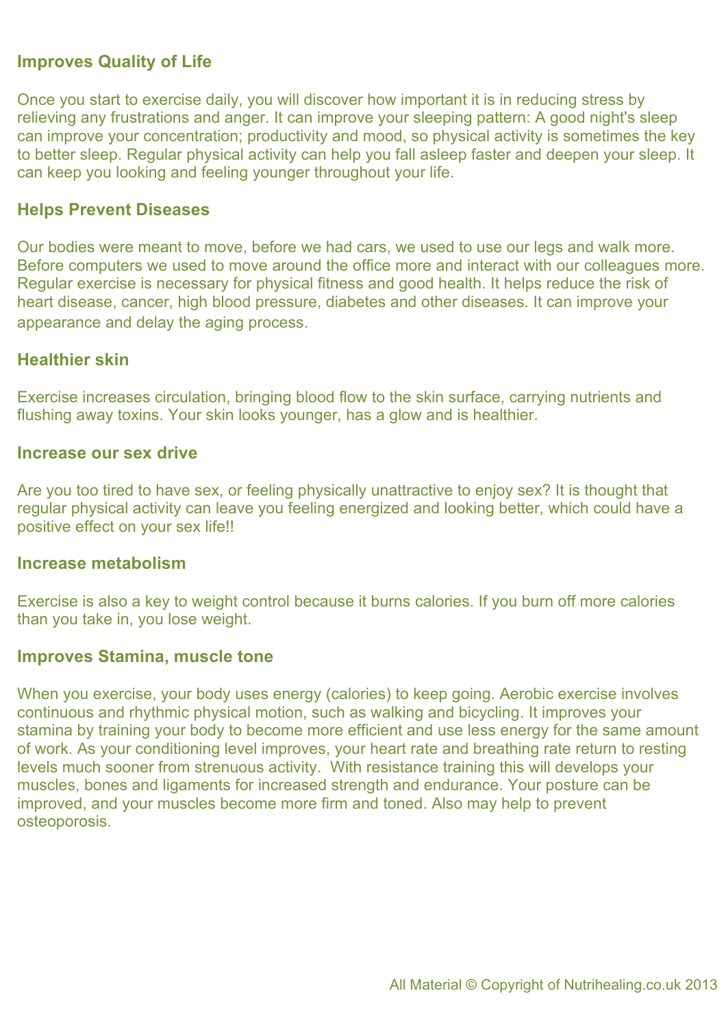## Improves Quality of Life

Once you start to exercise daily, you will discover how important it is in reducing stress by relieving any frustrations and anger. It can improve your sleeping pattern: A good night's sleep can improve your concentration; productivity and mood, so physical activity is sometimes the key to better sleep. Regular physical activity can help you fall asleep faster and deepen your sleep. It can keep you looking and feeling younger throughout your life.

## Helps Prevent Diseases

Our bodies were meant to move, before we had cars, we used to use our legs and walk more. Before computers we used to move around the office more and interact with our colleagues more. Regular exercise is necessary for physical fitness and good health. It helps reduce the risk of heart disease, cancer, high blood pressure, diabetes and other diseases. It can improve your appearance and delay the aging process.

## Healthier skin

Exercise increases circulation, bringing blood flow to the skin surface, carrying nutrients and flushing away toxins. Your skin looks younger, has a glow and is healthier.

## Increase our sex drive

Are you too tired to have sex, or feeling physically unattractive to enjoy sex? It is thought that regular physical activity can leave you feeling energized and looking better, which could have a positive effect on your sex life!!

## Increase metabolism

Exercise is also a key to weight control because it burns calories. If you burn off more calories than you take in, you lose weight.

## Improves Stamina, muscle tone

When you exercise, your body uses energy (calories) to keep going. Aerobic exercise involves continuous and rhythmic physical motion, such as walking and bicycling. It improves your stamina by training your body to become more efficient and use less energy for the same amount of work. As your conditioning level improves, your heart rate and breathing rate return to resting levels much sooner from strenuous activity. With resistance training this will develops your muscles, bones and ligaments for increased strength and endurance. Your posture can be improved, and your muscles become more firm and toned. Also may help to prevent osteoporosis.

All Material © Copyright of Nutrihealing.co.uk 2013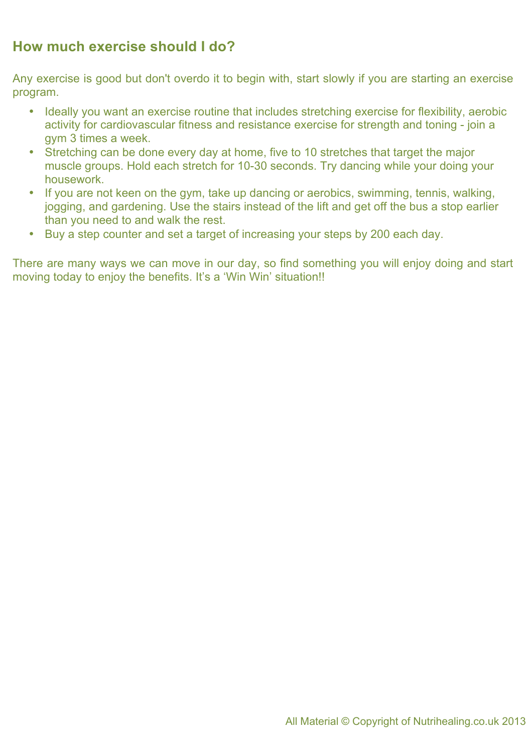## How much exercise should I do?

Any exercise is good but don't overdo it to begin with, start slowly if you are starting an exercise program.

- Ideally you want an exercise routine that includes stretching exercise for flexibility, aerobic activity for cardiovascular fitness and resistance exercise for strength and toning - join a gym 3 times a week.
- Stretching can be done every day at home, five to 10 stretches that target the major muscle groups. Hold each stretch for 10-30 seconds. Try dancing while your doing your housework.
- If you are not keen on the gym, take up dancing or aerobics, swimming, tennis, walking, jogging, and gardening. Use the stairs instead of the lift and get off the bus a stop earlier than you need to and walk the rest.
- Buy a step counter and set a target of increasing your steps by 200 each day.

There are many ways we can move in our day, so find something you will enjoy doing and start moving today to enjoy the benefits. It's a 'Win Win' situation!!

All Material © Copyright of Nutrihealing.co.uk 2013